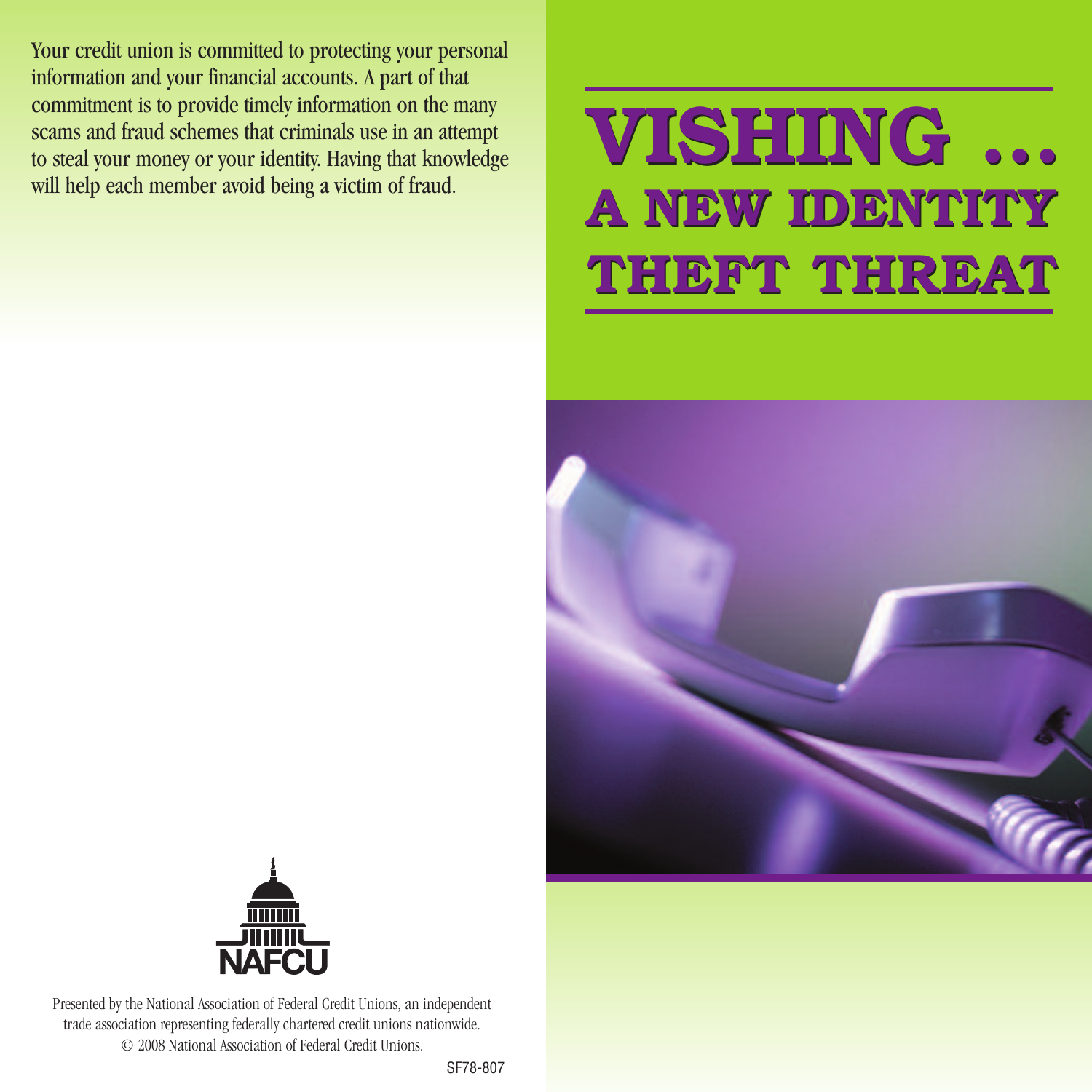# VISHING ... A NEW IDENTITY THEFT THREAT

Your credit union is committed to protecting your personal information and your financial accounts. A part of that commitment is to provide timely information on the many scams and fraud schemes that criminals use in an attempt to steal your money or your identity. Having that knowledge will help each member avoid being a victim of fraud.

NAFCU

Presented by the National Association of Federal Credit Unions, an independent trade association representing federally chartered credit unions nationwide.
© 2008 National Association of Federal Credit Unions.

SF78-807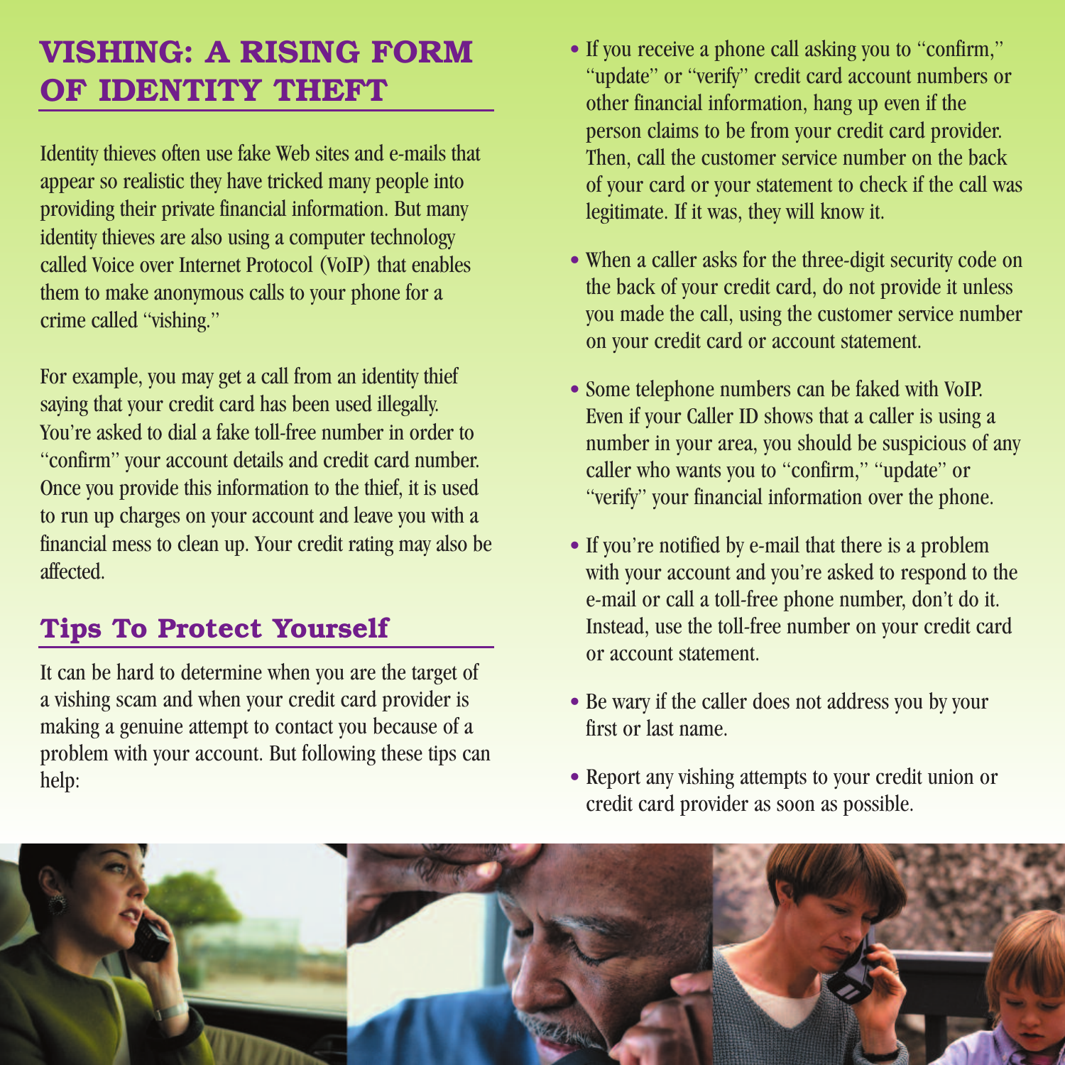## VISHING: A RISING FORM OF IDENTITY THEFT

Identity thieves often use fake Web sites and e-mails that appear so realistic they have tricked many people into providing their private financial information. But many identity thieves are also using a computer technology called Voice over Internet Protocol (VoIP) that enables them to make anonymous calls to your phone for a crime called "vishing."

For example, you may get a call from an identity thief saying that your credit card has been used illegally. You're asked to dial a fake toll-free number in order to "confirm" your account details and credit card number. Once you provide this information to the thief, it is used to run up charges on your account and leave you with a financial mess to clean up. Your credit rating may also be affected.

## Tips To Protect Yourself

It can be hard to determine when you are the target of a vishing scam and when your credit card provider is making a genuine attempt to contact you because of a problem with your account. But following these tips can help:

- If you receive a phone call asking you to "confirm," "update" or "verify" credit card account numbers or other financial information, hang up even if the person claims to be from your credit card provider. Then, call the customer service number on the back of your card or your statement to check if the call was legitimate. If it was, they will know it.
- When a caller asks for the three-digit security code on the back of your credit card, do not provide it unless you made the call, using the customer service number on your credit card or account statement.
- Some telephone numbers can be faked with VoIP. Even if your Caller ID shows that a caller is using a number in your area, you should be suspicious of any caller who wants you to "confirm," "update" or "verify" your financial information over the phone.
- If you're notified by e-mail that there is a problem with your account and you're asked to respond to the e-mail or call a toll-free phone number, don't do it. Instead, use the toll-free number on your credit card or account statement.
- Be wary if the caller does not address you by your first or last name.
- Report any vishing attempts to your credit union or credit card provider as soon as possible.